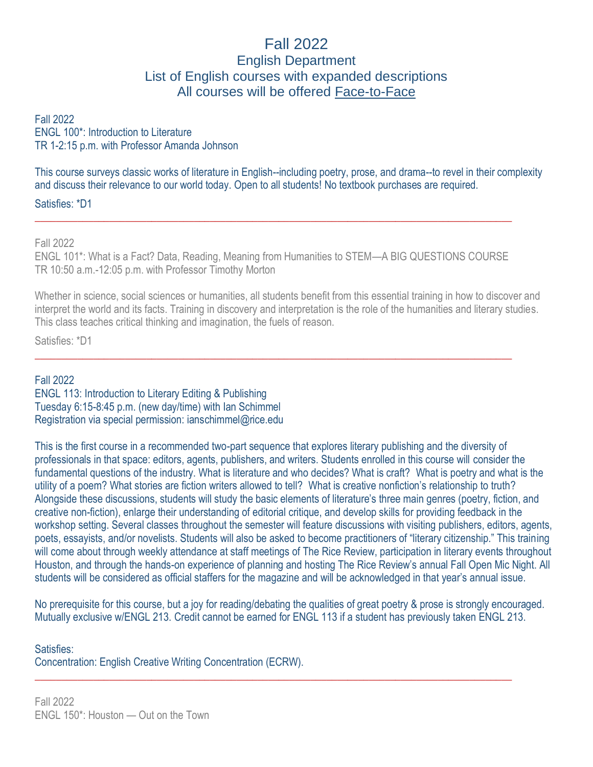# Fall 2022
## English Department
## List of English courses with expanded descriptions
## All courses will be offered Face-to-Face

Fall 2022
ENGL 100*: Introduction to Literature
TR 1-2:15 p.m. with Professor Amanda Johnson

This course surveys classic works of literature in English--including poetry, prose, and drama--to revel in their complexity and discuss their relevance to our world today. Open to all students! No textbook purchases are required.

Satisfies: *D1

---

Fall 2022
ENGL 101*: What is a Fact? Data, Reading, Meaning from Humanities to STEM—A BIG QUESTIONS COURSE
TR 10:50 a.m.-12:05 p.m. with Professor Timothy Morton

Whether in science, social sciences or humanities, all students benefit from this essential training in how to discover and interpret the world and its facts. Training in discovery and interpretation is the role of the humanities and literary studies. This class teaches critical thinking and imagination, the fuels of reason.

Satisfies: *D1

---

Fall 2022
ENGL 113: Introduction to Literary Editing & Publishing
Tuesday 6:15-8:45 p.m. (new day/time) with Ian Schimmel
Registration via special permission: ianschimmel@rice.edu

This is the first course in a recommended two-part sequence that explores literary publishing and the diversity of professionals in that space: editors, agents, publishers, and writers. Students enrolled in this course will consider the fundamental questions of the industry. What is literature and who decides? What is craft? What is poetry and what is the utility of a poem? What stories are fiction writers allowed to tell? What is creative nonfiction's relationship to truth? Alongside these discussions, students will study the basic elements of literature's three main genres (poetry, fiction, and creative non-fiction), enlarge their understanding of editorial critique, and develop skills for providing feedback in the workshop setting. Several classes throughout the semester will feature discussions with visiting publishers, editors, agents, poets, essayists, and/or novelists. Students will also be asked to become practitioners of "literary citizenship." This training will come about through weekly attendance at staff meetings of The Rice Review, participation in literary events throughout Houston, and through the hands-on experience of planning and hosting The Rice Review's annual Fall Open Mic Night. All students will be considered as official staffers for the magazine and will be acknowledged in that year's annual issue.

No prerequisite for this course, but a joy for reading/debating the qualities of great poetry & prose is strongly encouraged. Mutually exclusive w/ENGL 213. Credit cannot be earned for ENGL 113 if a student has previously taken ENGL 213.

Satisfies:
Concentration: English Creative Writing Concentration (ECRW).

---

Fall 2022
ENGL 150*: Houston — Out on the Town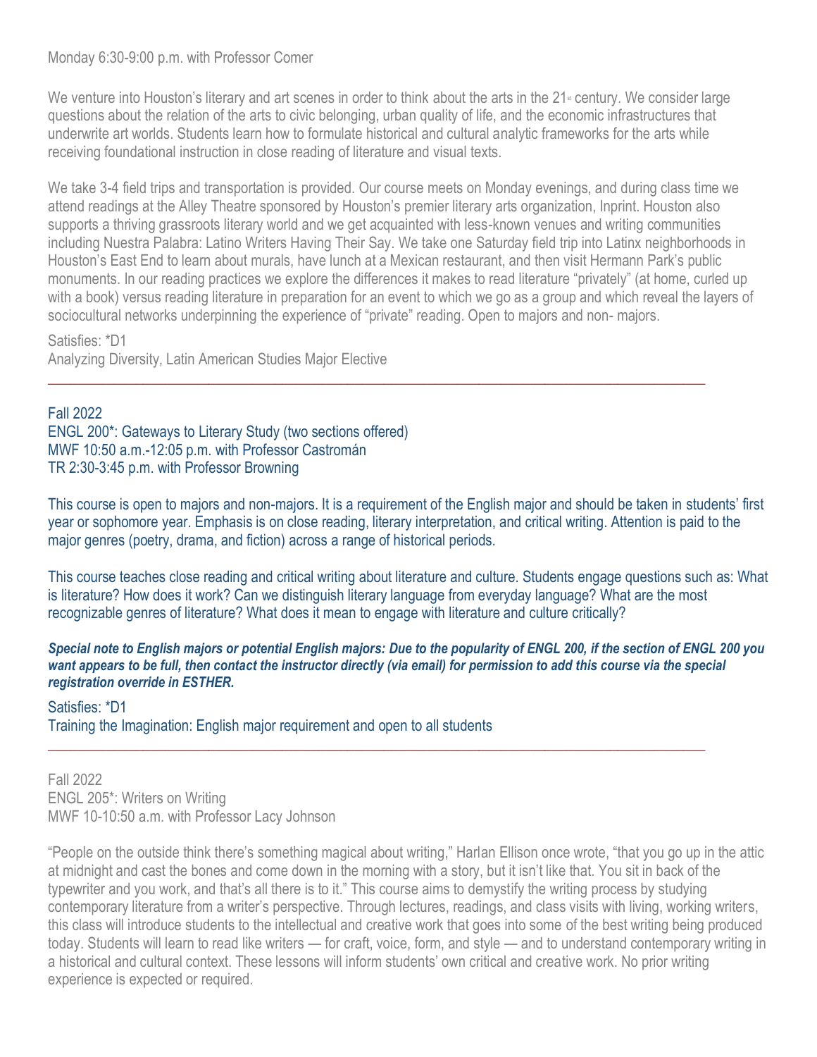Monday 6:30-9:00 p.m. with Professor Comer

We venture into Houston's literary and art scenes in order to think about the arts in the 21st century. We consider large questions about the relation of the arts to civic belonging, urban quality of life, and the economic infrastructures that underwrite art worlds. Students learn how to formulate historical and cultural analytic frameworks for the arts while receiving foundational instruction in close reading of literature and visual texts.

We take 3-4 field trips and transportation is provided. Our course meets on Monday evenings, and during class time we attend readings at the Alley Theatre sponsored by Houston's premier literary arts organization, Inprint. Houston also supports a thriving grassroots literary world and we get acquainted with less-known venues and writing communities including Nuestra Palabra: Latino Writers Having Their Say. We take one Saturday field trip into Latinx neighborhoods in Houston's East End to learn about murals, have lunch at a Mexican restaurant, and then visit Hermann Park's public monuments. In our reading practices we explore the differences it makes to read literature "privately" (at home, curled up with a book) versus reading literature in preparation for an event to which we go as a group and which reveal the layers of sociocultural networks underpinning the experience of "private" reading. Open to majors and non- majors.

Satisfies: *D1
Analyzing Diversity, Latin American Studies Major Elective

---

Fall 2022
ENGL 200*: Gateways to Literary Study (two sections offered)
MWF 10:50 a.m.-12:05 p.m. with Professor Castromán
TR 2:30-3:45 p.m. with Professor Browning

This course is open to majors and non-majors. It is a requirement of the English major and should be taken in students' first year or sophomore year. Emphasis is on close reading, literary interpretation, and critical writing. Attention is paid to the major genres (poetry, drama, and fiction) across a range of historical periods.

This course teaches close reading and critical writing about literature and culture. Students engage questions such as: What is literature? How does it work? Can we distinguish literary language from everyday language? What are the most recognizable genres of literature? What does it mean to engage with literature and culture critically?

***Special note to English majors or potential English majors: Due to the popularity of ENGL 200, if the section of ENGL 200 you want appears to be full, then contact the instructor directly (via email) for permission to add this course via the special registration override in ESTHER.***

Satisfies: *D1
Training the Imagination: English major requirement and open to all students

---

Fall 2022
ENGL 205*: Writers on Writing
MWF 10-10:50 a.m. with Professor Lacy Johnson

"People on the outside think there's something magical about writing," Harlan Ellison once wrote, "that you go up in the attic at midnight and cast the bones and come down in the morning with a story, but it isn't like that. You sit in back of the typewriter and you work, and that's all there is to it." This course aims to demystify the writing process by studying contemporary literature from a writer's perspective. Through lectures, readings, and class visits with living, working writers, this class will introduce students to the intellectual and creative work that goes into some of the best writing being produced today. Students will learn to read like writers — for craft, voice, form, and style — and to understand contemporary writing in a historical and cultural context. These lessons will inform students' own critical and creative work. No prior writing experience is expected or required.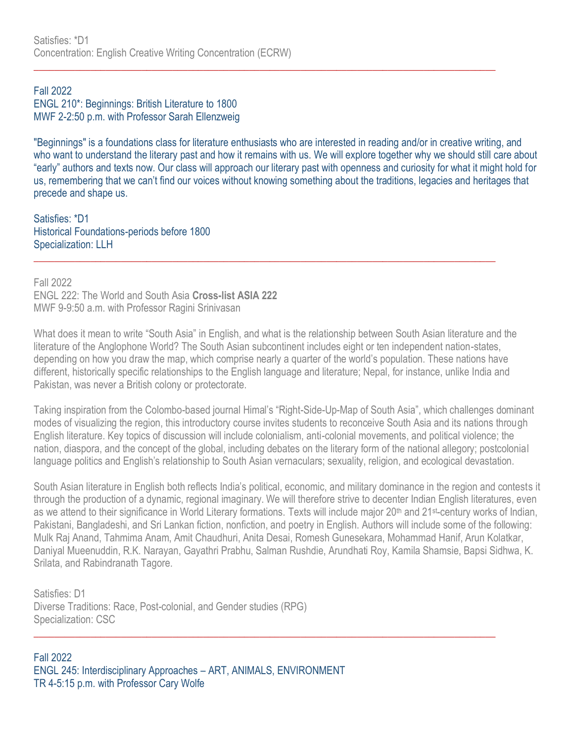Satisfies: *D1
Concentration: English Creative Writing Concentration (ECRW)

---

Fall 2022
ENGL 210*: Beginnings: British Literature to 1800
MWF 2-2:50 p.m. with Professor Sarah Ellenzweig

"Beginnings" is a foundations class for literature enthusiasts who are interested in reading and/or in creative writing, and who want to understand the literary past and how it remains with us. We will explore together why we should still care about "early" authors and texts now. Our class will approach our literary past with openness and curiosity for what it might hold for us, remembering that we can't find our voices without knowing something about the traditions, legacies and heritages that precede and shape us.

Satisfies: *D1
Historical Foundations-periods before 1800
Specialization: LLH

---

Fall 2022
ENGL 222: The World and South Asia **Cross-list ASIA 222**
MWF 9-9:50 a.m. with Professor Ragini Srinivasan

What does it mean to write "South Asia" in English, and what is the relationship between South Asian literature and the literature of the Anglophone World? The South Asian subcontinent includes eight or ten independent nation-states, depending on how you draw the map, which comprise nearly a quarter of the world's population. These nations have different, historically specific relationships to the English language and literature; Nepal, for instance, unlike India and Pakistan, was never a British colony or protectorate.

Taking inspiration from the Colombo-based journal Himal's "Right-Side-Up-Map of South Asia", which challenges dominant modes of visualizing the region, this introductory course invites students to reconceive South Asia and its nations through English literature. Key topics of discussion will include colonialism, anti-colonial movements, and political violence; the nation, diaspora, and the concept of the global, including debates on the literary form of the national allegory; postcolonial language politics and English's relationship to South Asian vernaculars; sexuality, religion, and ecological devastation.

South Asian literature in English both reflects India's political, economic, and military dominance in the region and contests it through the production of a dynamic, regional imaginary. We will therefore strive to decenter Indian English literatures, even as we attend to their significance in World Literary formations. Texts will include major 20th and 21st-century works of Indian, Pakistani, Bangladeshi, and Sri Lankan fiction, nonfiction, and poetry in English. Authors will include some of the following: Mulk Raj Anand, Tahmima Anam, Amit Chaudhuri, Anita Desai, Romesh Gunesekara, Mohammad Hanif, Arun Kolatkar, Daniyal Mueenuddin, R.K. Narayan, Gayathri Prabhu, Salman Rushdie, Arundhati Roy, Kamila Shamsie, Bapsi Sidhwa, K. Srilata, and Rabindranath Tagore.

Satisfies: D1
Diverse Traditions: Race, Post-colonial, and Gender studies (RPG)
Specialization: CSC

---

Fall 2022
ENGL 245: Interdisciplinary Approaches – ART, ANIMALS, ENVIRONMENT
TR 4-5:15 p.m. with Professor Cary Wolfe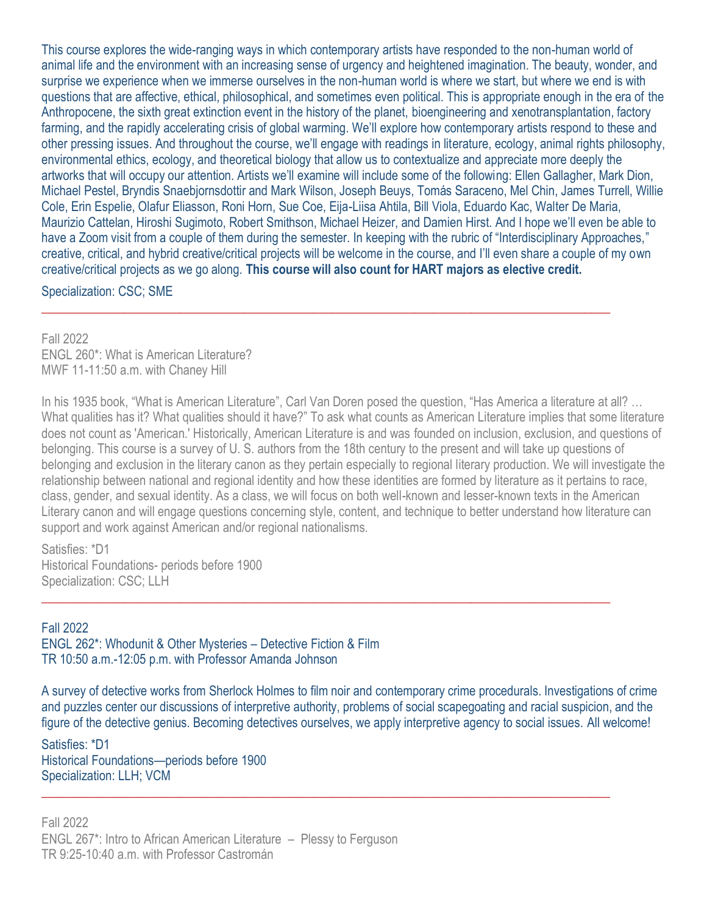This course explores the wide-ranging ways in which contemporary artists have responded to the non-human world of animal life and the environment with an increasing sense of urgency and heightened imagination. The beauty, wonder, and surprise we experience when we immerse ourselves in the non-human world is where we start, but where we end is with questions that are affective, ethical, philosophical, and sometimes even political. This is appropriate enough in the era of the Anthropocene, the sixth great extinction event in the history of the planet, bioengineering and xenotransplantation, factory farming, and the rapidly accelerating crisis of global warming. We'll explore how contemporary artists respond to these and other pressing issues. And throughout the course, we'll engage with readings in literature, ecology, animal rights philosophy, environmental ethics, ecology, and theoretical biology that allow us to contextualize and appreciate more deeply the artworks that will occupy our attention. Artists we'll examine will include some of the following: Ellen Gallagher, Mark Dion, Michael Pestel, Bryndis Snaebjornsdottir and Mark Wilson, Joseph Beuys, Tomás Saraceno, Mel Chin, James Turrell, Willie Cole, Erin Espelie, Olafur Eliasson, Roni Horn, Sue Coe, Eija-Liisa Ahtila, Bill Viola, Eduardo Kac, Walter De Maria, Maurizio Cattelan, Hiroshi Sugimoto, Robert Smithson, Michael Heizer, and Damien Hirst. And I hope we'll even be able to have a Zoom visit from a couple of them during the semester. In keeping with the rubric of "Interdisciplinary Approaches," creative, critical, and hybrid creative/critical projects will be welcome in the course, and I'll even share a couple of my own creative/critical projects as we go along. **This course will also count for HART majors as elective credit.**

Specialization: CSC; SME

---

Fall 2022
ENGL 260*: What is American Literature?
MWF 11-11:50 a.m. with Chaney Hill

In his 1935 book, "What is American Literature", Carl Van Doren posed the question, "Has America a literature at all? … What qualities has it? What qualities should it have?" To ask what counts as American Literature implies that some literature does not count as 'American.' Historically, American Literature is and was founded on inclusion, exclusion, and questions of belonging. This course is a survey of U. S. authors from the 18th century to the present and will take up questions of belonging and exclusion in the literary canon as they pertain especially to regional literary production. We will investigate the relationship between national and regional identity and how these identities are formed by literature as it pertains to race, class, gender, and sexual identity. As a class, we will focus on both well-known and lesser-known texts in the American Literary canon and will engage questions concerning style, content, and technique to better understand how literature can support and work against American and/or regional nationalisms.

Satisfies: *D1
Historical Foundations- periods before 1900
Specialization: CSC; LLH

---

Fall 2022
ENGL 262*: Whodunit & Other Mysteries – Detective Fiction & Film
TR 10:50 a.m.-12:05 p.m. with Professor Amanda Johnson

A survey of detective works from Sherlock Holmes to film noir and contemporary crime procedurals. Investigations of crime and puzzles center our discussions of interpretive authority, problems of social scapegoating and racial suspicion, and the figure of the detective genius. Becoming detectives ourselves, we apply interpretive agency to social issues. All welcome!

Satisfies: *D1
Historical Foundations—periods before 1900
Specialization: LLH; VCM

---

Fall 2022
ENGL 267*: Intro to African American Literature – Plessy to Ferguson
TR 9:25-10:40 a.m. with Professor Castromán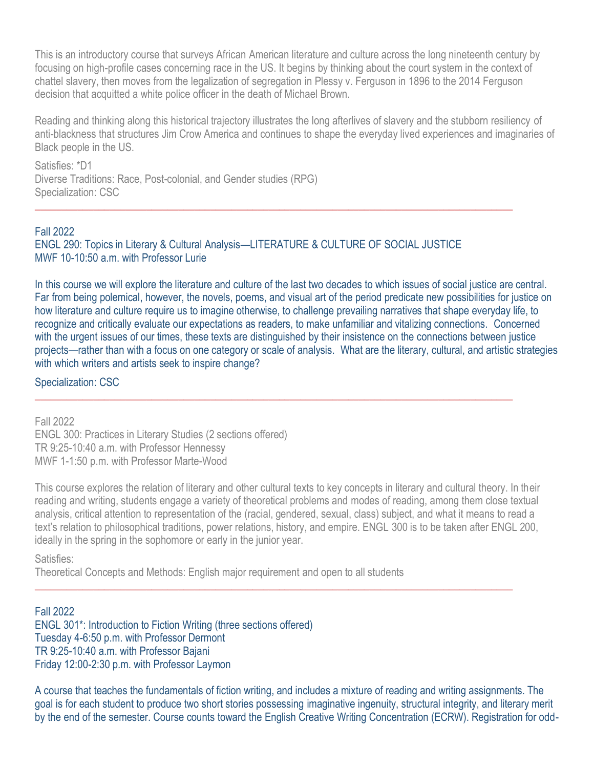This is an introductory course that surveys African American literature and culture across the long nineteenth century by focusing on high-profile cases concerning race in the US. It begins by thinking about the court system in the context of chattel slavery, then moves from the legalization of segregation in Plessy v. Ferguson in 1896 to the 2014 Ferguson decision that acquitted a white police officer in the death of Michael Brown.

Reading and thinking along this historical trajectory illustrates the long afterlives of slavery and the stubborn resiliency of anti-blackness that structures Jim Crow America and continues to shape the everyday lived experiences and imaginaries of Black people in the US.

Satisfies: *D1
Diverse Traditions: Race, Post-colonial, and Gender studies (RPG)
Specialization: CSC

---

Fall 2022
ENGL 290: Topics in Literary & Cultural Analysis—LITERATURE & CULTURE OF SOCIAL JUSTICE
MWF 10-10:50 a.m. with Professor Lurie

In this course we will explore the literature and culture of the last two decades to which issues of social justice are central. Far from being polemical, however, the novels, poems, and visual art of the period predicate new possibilities for justice on how literature and culture require us to imagine otherwise, to challenge prevailing narratives that shape everyday life, to recognize and critically evaluate our expectations as readers, to make unfamiliar and vitalizing connections. Concerned with the urgent issues of our times, these texts are distinguished by their insistence on the connections between justice projects—rather than with a focus on one category or scale of analysis. What are the literary, cultural, and artistic strategies with which writers and artists seek to inspire change?

Specialization: CSC

---

Fall 2022
ENGL 300: Practices in Literary Studies (2 sections offered)
TR 9:25-10:40 a.m. with Professor Hennessy
MWF 1-1:50 p.m. with Professor Marte-Wood

This course explores the relation of literary and other cultural texts to key concepts in literary and cultural theory. In their reading and writing, students engage a variety of theoretical problems and modes of reading, among them close textual analysis, critical attention to representation of the (racial, gendered, sexual, class) subject, and what it means to read a text's relation to philosophical traditions, power relations, history, and empire. ENGL 300 is to be taken after ENGL 200, ideally in the spring in the sophomore or early in the junior year.

Satisfies:
Theoretical Concepts and Methods: English major requirement and open to all students

---

Fall 2022
ENGL 301*: Introduction to Fiction Writing (three sections offered)
Tuesday 4-6:50 p.m. with Professor Dermont
TR 9:25-10:40 a.m. with Professor Bajani
Friday 12:00-2:30 p.m. with Professor Laymon

A course that teaches the fundamentals of fiction writing, and includes a mixture of reading and writing assignments. The goal is for each student to produce two short stories possessing imaginative ingenuity, structural integrity, and literary merit by the end of the semester. Course counts toward the English Creative Writing Concentration (ECRW). Registration for odd-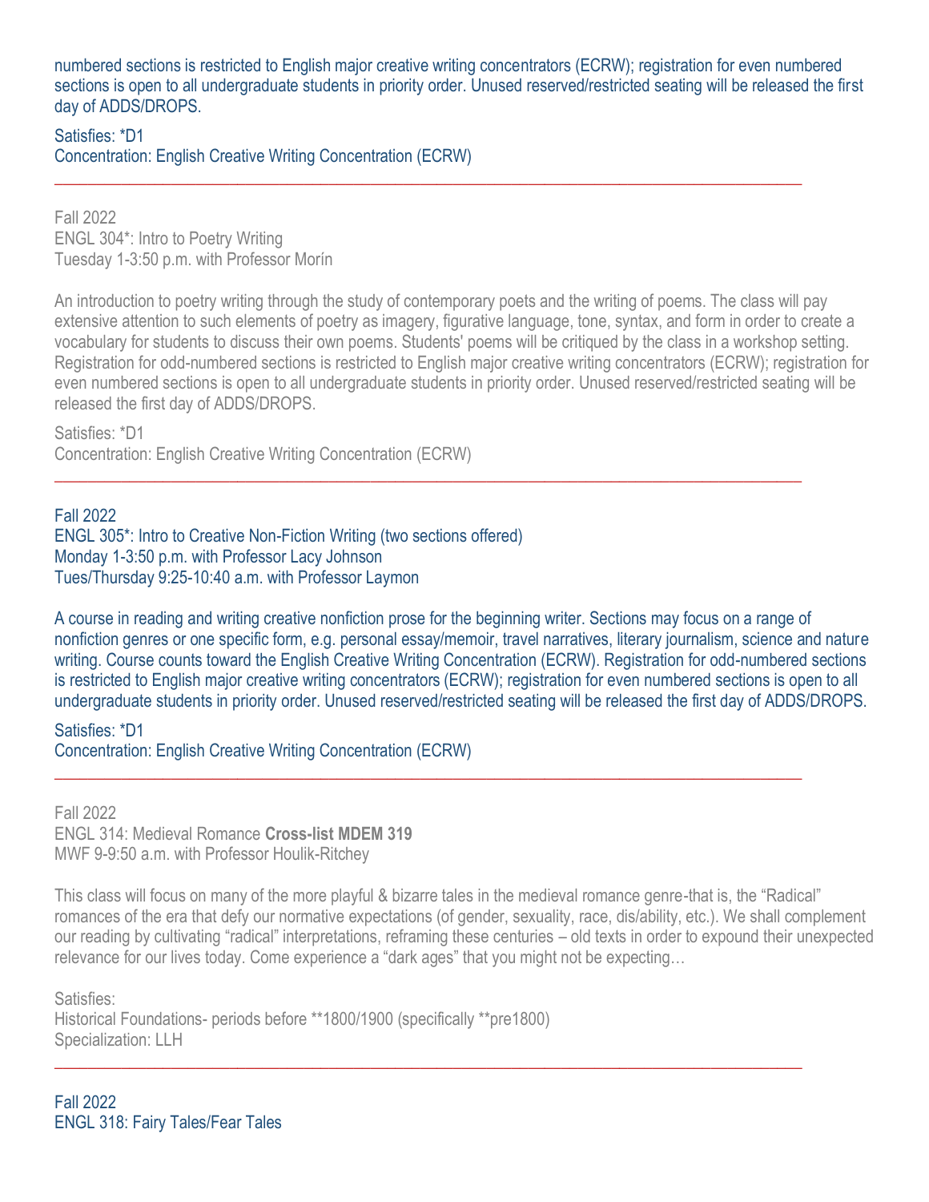numbered sections is restricted to English major creative writing concentrators (ECRW); registration for even numbered sections is open to all undergraduate students in priority order. Unused reserved/restricted seating will be released the first day of ADDS/DROPS.

Satisfies: *D1
Concentration: English Creative Writing Concentration (ECRW)

---

Fall 2022
ENGL 304*: Intro to Poetry Writing
Tuesday 1-3:50 p.m. with Professor Morín

An introduction to poetry writing through the study of contemporary poets and the writing of poems. The class will pay extensive attention to such elements of poetry as imagery, figurative language, tone, syntax, and form in order to create a vocabulary for students to discuss their own poems. Students' poems will be critiqued by the class in a workshop setting. Registration for odd-numbered sections is restricted to English major creative writing concentrators (ECRW); registration for even numbered sections is open to all undergraduate students in priority order. Unused reserved/restricted seating will be released the first day of ADDS/DROPS.

Satisfies: *D1
Concentration: English Creative Writing Concentration (ECRW)

---

Fall 2022
ENGL 305*: Intro to Creative Non-Fiction Writing (two sections offered)
Monday 1-3:50 p.m. with Professor Lacy Johnson
Tues/Thursday 9:25-10:40 a.m. with Professor Laymon

A course in reading and writing creative nonfiction prose for the beginning writer. Sections may focus on a range of nonfiction genres or one specific form, e.g. personal essay/memoir, travel narratives, literary journalism, science and nature writing. Course counts toward the English Creative Writing Concentration (ECRW). Registration for odd-numbered sections is restricted to English major creative writing concentrators (ECRW); registration for even numbered sections is open to all undergraduate students in priority order. Unused reserved/restricted seating will be released the first day of ADDS/DROPS.

Satisfies: *D1
Concentration: English Creative Writing Concentration (ECRW)

---

Fall 2022
ENGL 314: Medieval Romance **Cross-list MDEM 319**
MWF 9-9:50 a.m. with Professor Houlik-Ritchey

This class will focus on many of the more playful & bizarre tales in the medieval romance genre-that is, the "Radical" romances of the era that defy our normative expectations (of gender, sexuality, race, dis/ability, etc.). We shall complement our reading by cultivating "radical" interpretations, reframing these centuries – old texts in order to expound their unexpected relevance for our lives today. Come experience a "dark ages" that you might not be expecting…

Satisfies:
Historical Foundations- periods before **1800/1900 (specifically **pre1800)
Specialization: LLH

---

Fall 2022
ENGL 318: Fairy Tales/Fear Tales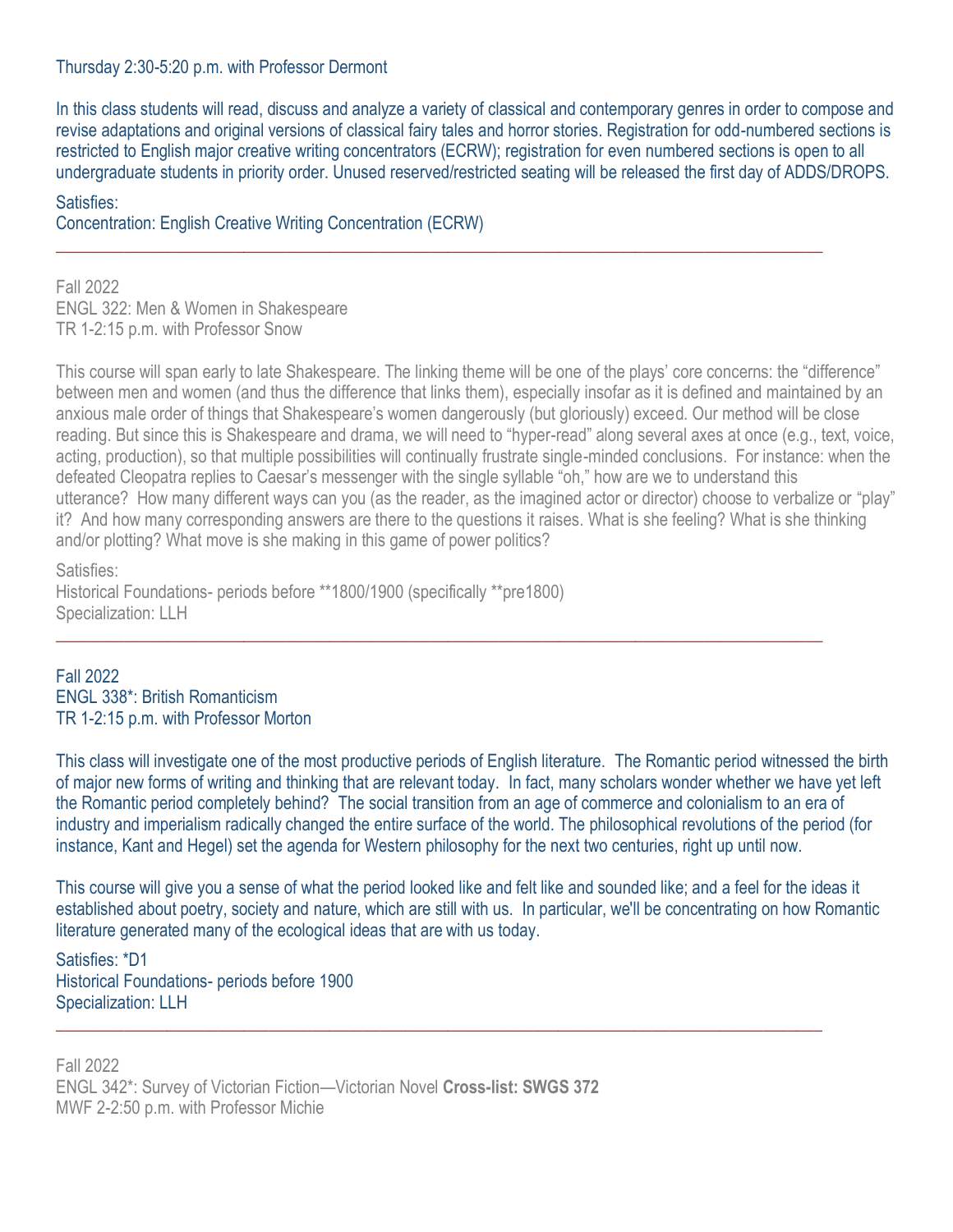Thursday 2:30-5:20 p.m. with Professor Dermont

In this class students will read, discuss and analyze a variety of classical and contemporary genres in order to compose and revise adaptations and original versions of classical fairy tales and horror stories. Registration for odd-numbered sections is restricted to English major creative writing concentrators (ECRW); registration for even numbered sections is open to all undergraduate students in priority order. Unused reserved/restricted seating will be released the first day of ADDS/DROPS.

Satisfies:
Concentration: English Creative Writing Concentration (ECRW)

---

Fall 2022
ENGL 322: Men & Women in Shakespeare
TR 1-2:15 p.m. with Professor Snow

This course will span early to late Shakespeare. The linking theme will be one of the plays' core concerns: the "difference" between men and women (and thus the difference that links them), especially insofar as it is defined and maintained by an anxious male order of things that Shakespeare's women dangerously (but gloriously) exceed. Our method will be close reading. But since this is Shakespeare and drama, we will need to "hyper-read" along several axes at once (e.g., text, voice, acting, production), so that multiple possibilities will continually frustrate single-minded conclusions. For instance: when the defeated Cleopatra replies to Caesar's messenger with the single syllable "oh," how are we to understand this utterance? How many different ways can you (as the reader, as the imagined actor or director) choose to verbalize or "play" it? And how many corresponding answers are there to the questions it raises. What is she feeling? What is she thinking and/or plotting? What move is she making in this game of power politics?

Satisfies:
Historical Foundations- periods before **1800/1900 (specifically **pre1800)
Specialization: LLH

---

Fall 2022
ENGL 338*: British Romanticism
TR 1-2:15 p.m. with Professor Morton

This class will investigate one of the most productive periods of English literature. The Romantic period witnessed the birth of major new forms of writing and thinking that are relevant today. In fact, many scholars wonder whether we have yet left the Romantic period completely behind? The social transition from an age of commerce and colonialism to an era of industry and imperialism radically changed the entire surface of the world. The philosophical revolutions of the period (for instance, Kant and Hegel) set the agenda for Western philosophy for the next two centuries, right up until now.

This course will give you a sense of what the period looked like and felt like and sounded like; and a feel for the ideas it established about poetry, society and nature, which are still with us. In particular, we'll be concentrating on how Romantic literature generated many of the ecological ideas that are with us today.

Satisfies: *D1
Historical Foundations- periods before 1900
Specialization: LLH

---

Fall 2022
ENGL 342*: Survey of Victorian Fiction—Victorian Novel **Cross-list: SWGS 372**
MWF 2-2:50 p.m. with Professor Michie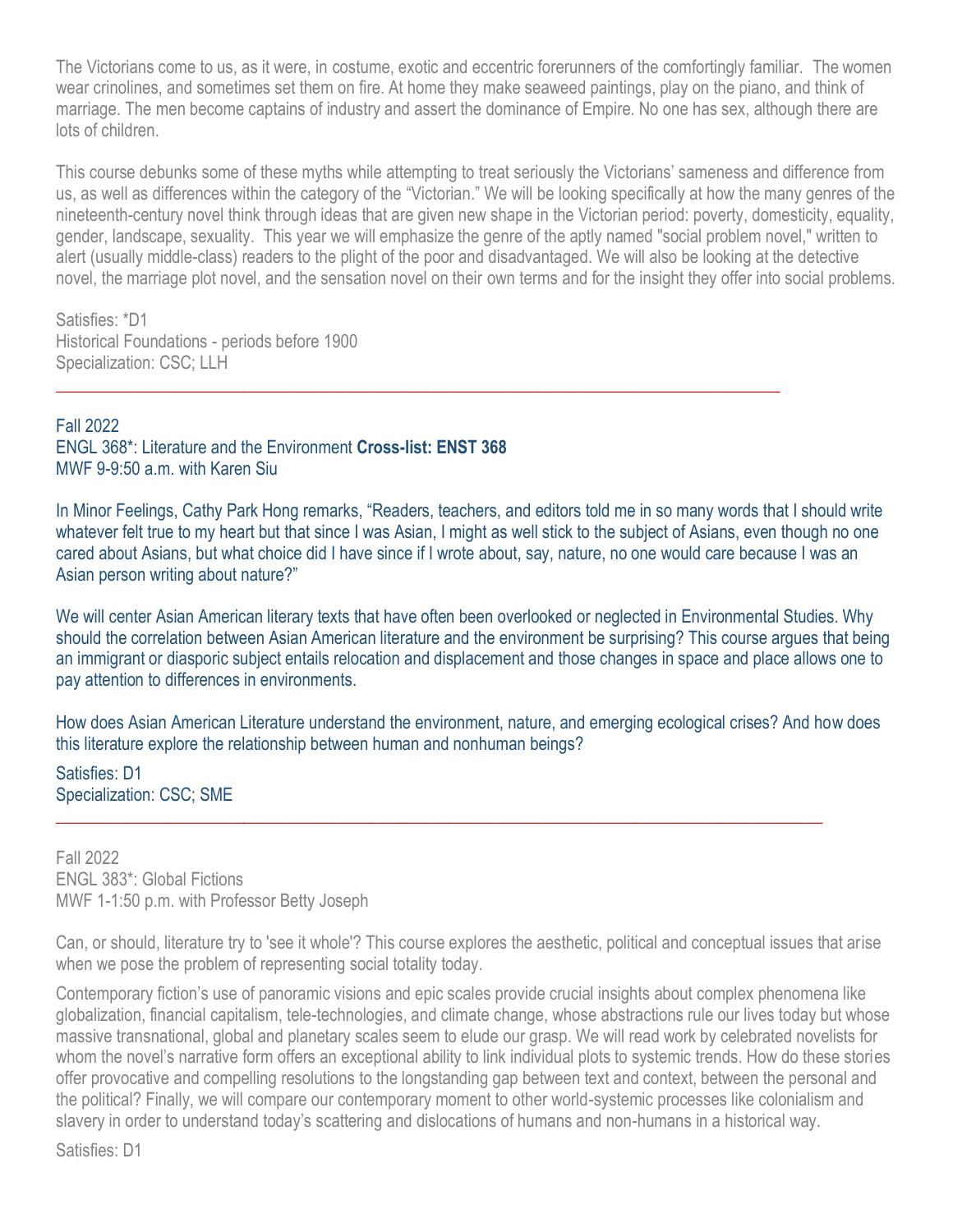The Victorians come to us, as it were, in costume, exotic and eccentric forerunners of the comfortingly familiar. The women wear crinolines, and sometimes set them on fire. At home they make seaweed paintings, play on the piano, and think of marriage. The men become captains of industry and assert the dominance of Empire. No one has sex, although there are lots of children.

This course debunks some of these myths while attempting to treat seriously the Victorians' sameness and difference from us, as well as differences within the category of the "Victorian." We will be looking specifically at how the many genres of the nineteenth-century novel think through ideas that are given new shape in the Victorian period: poverty, domesticity, equality, gender, landscape, sexuality. This year we will emphasize the genre of the aptly named "social problem novel," written to alert (usually middle-class) readers to the plight of the poor and disadvantaged. We will also be looking at the detective novel, the marriage plot novel, and the sensation novel on their own terms and for the insight they offer into social problems.

Satisfies: *D1
Historical Foundations - periods before 1900
Specialization: CSC; LLH

---

Fall 2022
ENGL 368*: Literature and the Environment **Cross-list: ENST 368**
MWF 9-9:50 a.m. with Karen Siu

In Minor Feelings, Cathy Park Hong remarks, "Readers, teachers, and editors told me in so many words that I should write whatever felt true to my heart but that since I was Asian, I might as well stick to the subject of Asians, even though no one cared about Asians, but what choice did I have since if I wrote about, say, nature, no one would care because I was an Asian person writing about nature?"

We will center Asian American literary texts that have often been overlooked or neglected in Environmental Studies. Why should the correlation between Asian American literature and the environment be surprising? This course argues that being an immigrant or diasporic subject entails relocation and displacement and those changes in space and place allows one to pay attention to differences in environments.

How does Asian American Literature understand the environment, nature, and emerging ecological crises? And how does this literature explore the relationship between human and nonhuman beings?

Satisfies: D1
Specialization: CSC; SME

---

Fall 2022
ENGL 383*: Global Fictions
MWF 1-1:50 p.m. with Professor Betty Joseph

Can, or should, literature try to 'see it whole'? This course explores the aesthetic, political and conceptual issues that arise when we pose the problem of representing social totality today.

Contemporary fiction's use of panoramic visions and epic scales provide crucial insights about complex phenomena like globalization, financial capitalism, tele-technologies, and climate change, whose abstractions rule our lives today but whose massive transnational, global and planetary scales seem to elude our grasp. We will read work by celebrated novelists for whom the novel's narrative form offers an exceptional ability to link individual plots to systemic trends. How do these stories offer provocative and compelling resolutions to the longstanding gap between text and context, between the personal and the political? Finally, we will compare our contemporary moment to other world-systemic processes like colonialism and slavery in order to understand today's scattering and dislocations of humans and non-humans in a historical way.

Satisfies: D1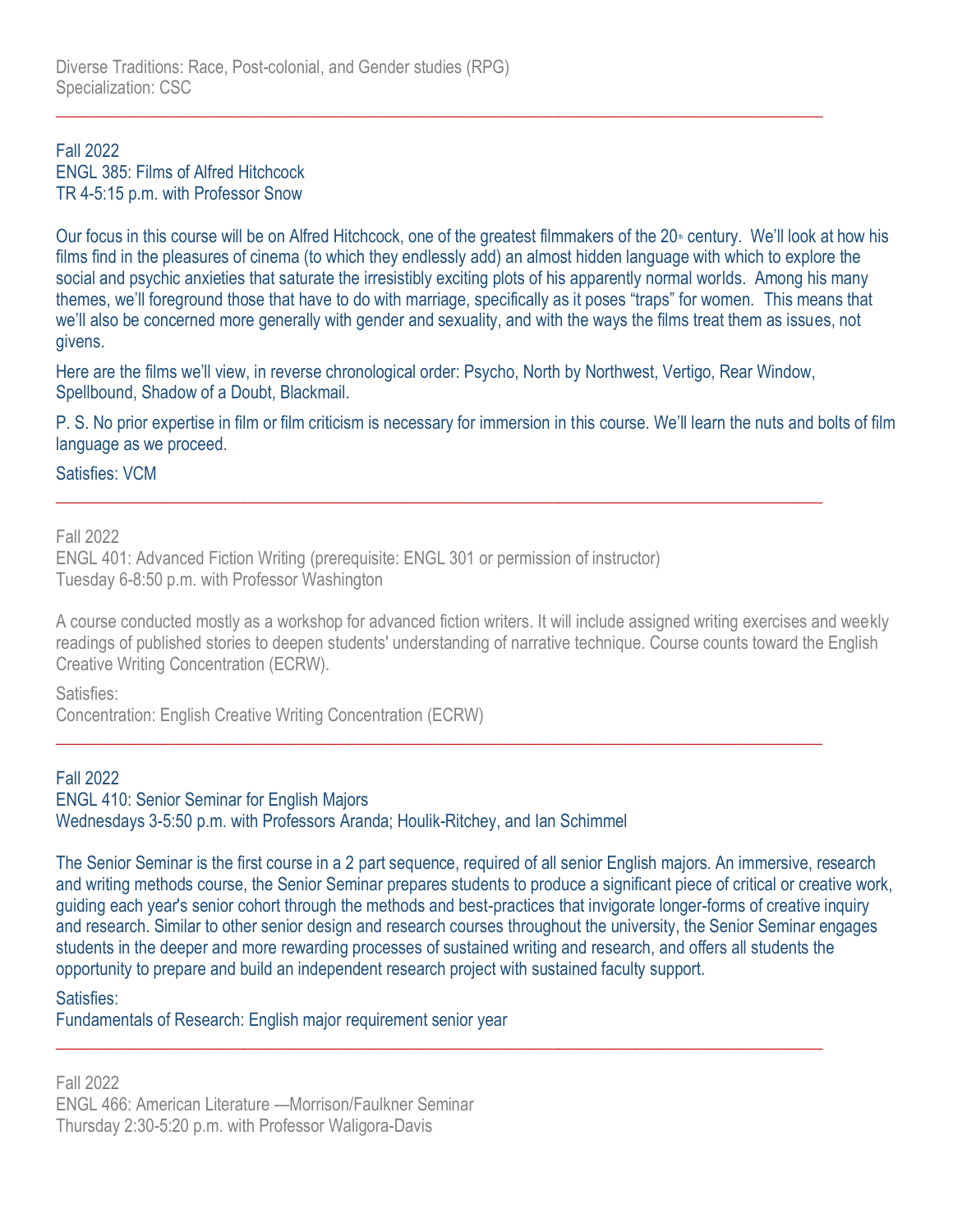Diverse Traditions: Race, Post-colonial, and Gender studies (RPG)
Specialization: CSC

---

Fall 2022
ENGL 385: Films of Alfred Hitchcock
TR 4-5:15 p.m. with Professor Snow

Our focus in this course will be on Alfred Hitchcock, one of the greatest filmmakers of the 20th century. We'll look at how his films find in the pleasures of cinema (to which they endlessly add) an almost hidden language with which to explore the social and psychic anxieties that saturate the irresistibly exciting plots of his apparently normal worlds. Among his many themes, we'll foreground those that have to do with marriage, specifically as it poses "traps" for women. This means that we'll also be concerned more generally with gender and sexuality, and with the ways the films treat them as issues, not givens.

Here are the films we'll view, in reverse chronological order: Psycho, North by Northwest, Vertigo, Rear Window, Spellbound, Shadow of a Doubt, Blackmail.

P. S. No prior expertise in film or film criticism is necessary for immersion in this course. We'll learn the nuts and bolts of film language as we proceed.

Satisfies: VCM

---

Fall 2022
ENGL 401: Advanced Fiction Writing (prerequisite: ENGL 301 or permission of instructor)
Tuesday 6-8:50 p.m. with Professor Washington

A course conducted mostly as a workshop for advanced fiction writers. It will include assigned writing exercises and weekly readings of published stories to deepen students' understanding of narrative technique. Course counts toward the English Creative Writing Concentration (ECRW).

Satisfies:
Concentration: English Creative Writing Concentration (ECRW)

---

Fall 2022
ENGL 410: Senior Seminar for English Majors
Wednesdays 3-5:50 p.m. with Professors Aranda; Houlik-Ritchey, and Ian Schimmel

The Senior Seminar is the first course in a 2 part sequence, required of all senior English majors. An immersive, research and writing methods course, the Senior Seminar prepares students to produce a significant piece of critical or creative work, guiding each year's senior cohort through the methods and best-practices that invigorate longer-forms of creative inquiry and research. Similar to other senior design and research courses throughout the university, the Senior Seminar engages students in the deeper and more rewarding processes of sustained writing and research, and offers all students the opportunity to prepare and build an independent research project with sustained faculty support.

Satisfies:
Fundamentals of Research: English major requirement senior year

---

Fall 2022
ENGL 466: American Literature —Morrison/Faulkner Seminar
Thursday 2:30-5:20 p.m. with Professor Waligora-Davis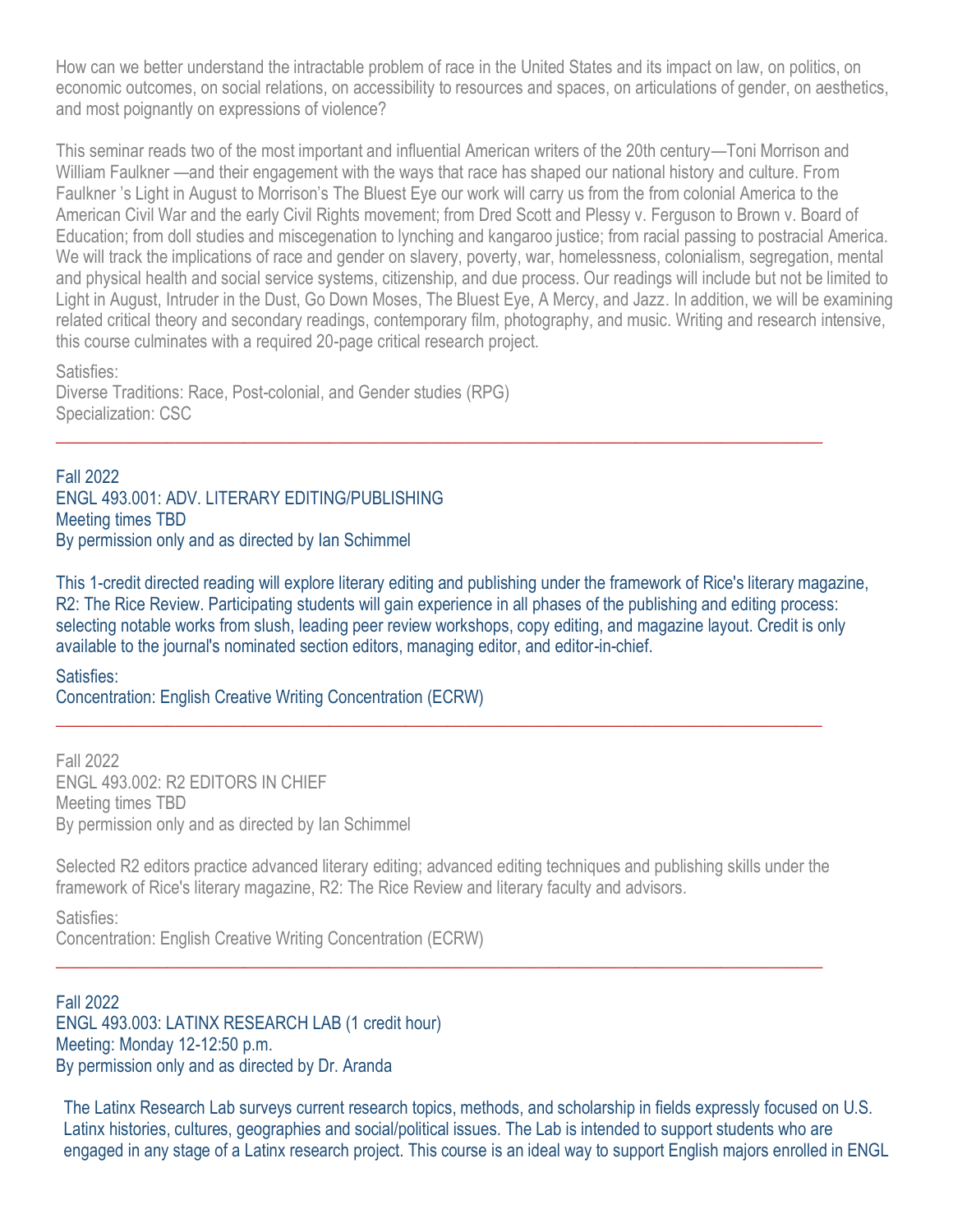How can we better understand the intractable problem of race in the United States and its impact on law, on politics, on economic outcomes, on social relations, on accessibility to resources and spaces, on articulations of gender, on aesthetics, and most poignantly on expressions of violence?

This seminar reads two of the most important and influential American writers of the 20th century—Toni Morrison and William Faulkner —and their engagement with the ways that race has shaped our national history and culture. From Faulkner 's Light in August to Morrison's The Bluest Eye our work will carry us from the from colonial America to the American Civil War and the early Civil Rights movement; from Dred Scott and Plessy v. Ferguson to Brown v. Board of Education; from doll studies and miscegenation to lynching and kangaroo justice; from racial passing to postracial America. We will track the implications of race and gender on slavery, poverty, war, homelessness, colonialism, segregation, mental and physical health and social service systems, citizenship, and due process. Our readings will include but not be limited to Light in August, Intruder in the Dust, Go Down Moses, The Bluest Eye, A Mercy, and Jazz. In addition, we will be examining related critical theory and secondary readings, contemporary film, photography, and music. Writing and research intensive, this course culminates with a required 20-page critical research project.

Satisfies:
Diverse Traditions: Race, Post-colonial, and Gender studies (RPG)
Specialization: CSC

---

Fall 2022
ENGL 493.001: ADV. LITERARY EDITING/PUBLISHING
Meeting times TBD
By permission only and as directed by Ian Schimmel

This 1-credit directed reading will explore literary editing and publishing under the framework of Rice's literary magazine, R2: The Rice Review. Participating students will gain experience in all phases of the publishing and editing process: selecting notable works from slush, leading peer review workshops, copy editing, and magazine layout. Credit is only available to the journal's nominated section editors, managing editor, and editor-in-chief.

Satisfies:
Concentration: English Creative Writing Concentration (ECRW)

---

Fall 2022
ENGL 493.002: R2 EDITORS IN CHIEF
Meeting times TBD
By permission only and as directed by Ian Schimmel

Selected R2 editors practice advanced literary editing; advanced editing techniques and publishing skills under the framework of Rice's literary magazine, R2: The Rice Review and literary faculty and advisors.

Satisfies:
Concentration: English Creative Writing Concentration (ECRW)

---

Fall 2022
ENGL 493.003: LATINX RESEARCH LAB (1 credit hour)
Meeting: Monday 12-12:50 p.m.
By permission only and as directed by Dr. Aranda

The Latinx Research Lab surveys current research topics, methods, and scholarship in fields expressly focused on U.S. Latinx histories, cultures, geographies and social/political issues. The Lab is intended to support students who are engaged in any stage of a Latinx research project. This course is an ideal way to support English majors enrolled in ENGL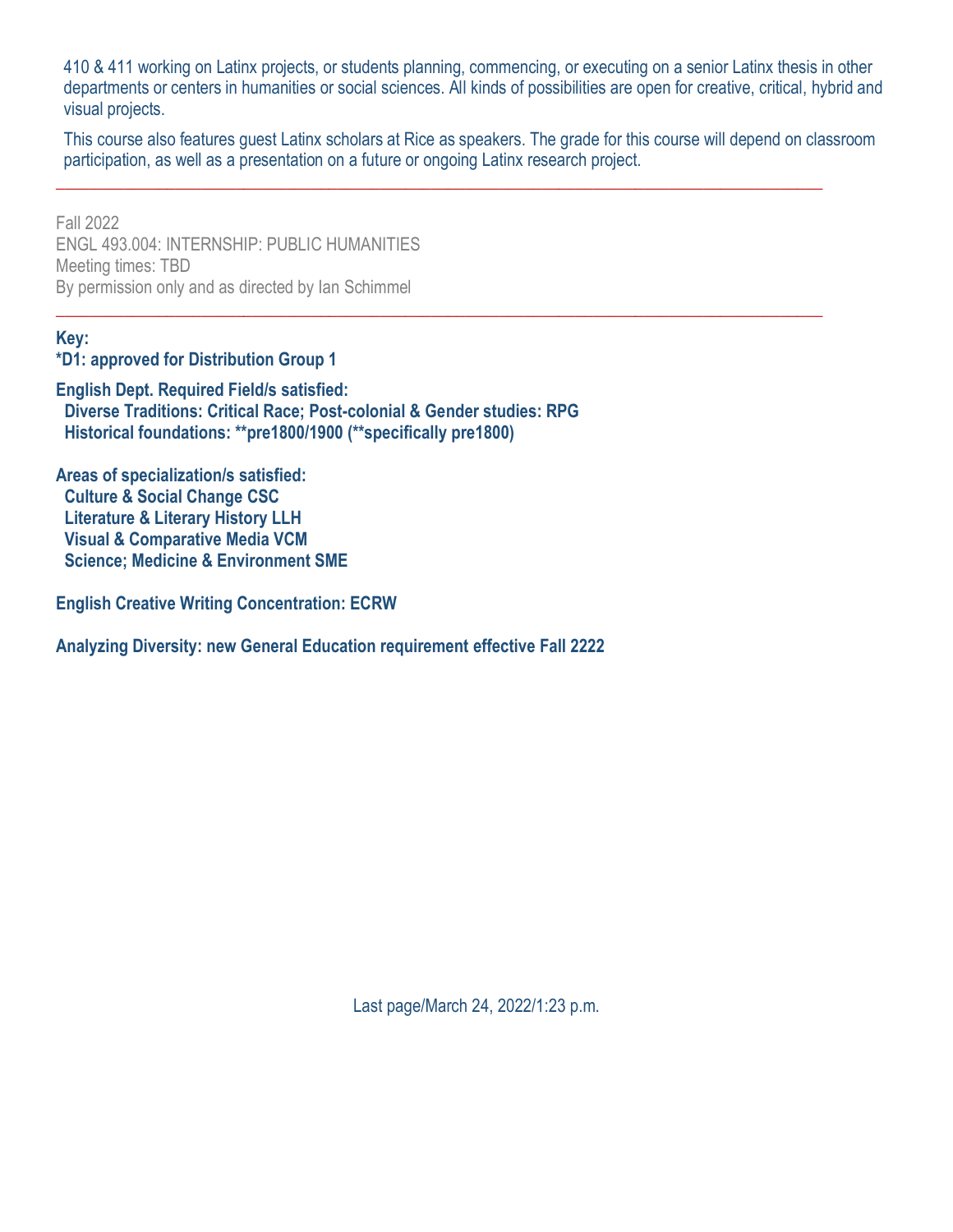410 & 411 working on Latinx projects, or students planning, commencing, or executing on a senior Latinx thesis in other departments or centers in humanities or social sciences. All kinds of possibilities are open for creative, critical, hybrid and visual projects.

This course also features guest Latinx scholars at Rice as speakers. The grade for this course will depend on classroom participation, as well as a presentation on a future or ongoing Latinx research project.

---

Fall 2022
ENGL 493.004: INTERNSHIP: PUBLIC HUMANITIES
Meeting times: TBD
By permission only and as directed by Ian Schimmel

---

**Key:**
***D1: approved for Distribution Group 1**

**English Dept. Required Field/s satisfied:**
**Diverse Traditions: Critical Race; Post-colonial & Gender studies: RPG**
**Historical foundations: **pre1800/1900 (**specifically pre1800)**

**Areas of specialization/s satisfied:**
**Culture & Social Change CSC**
**Literature & Literary History LLH**
**Visual & Comparative Media VCM**
**Science; Medicine & Environment SME**

**English Creative Writing Concentration: ECRW**

**Analyzing Diversity: new General Education requirement effective Fall 2222**

Last page/March 24, 2022/1:23 p.m.